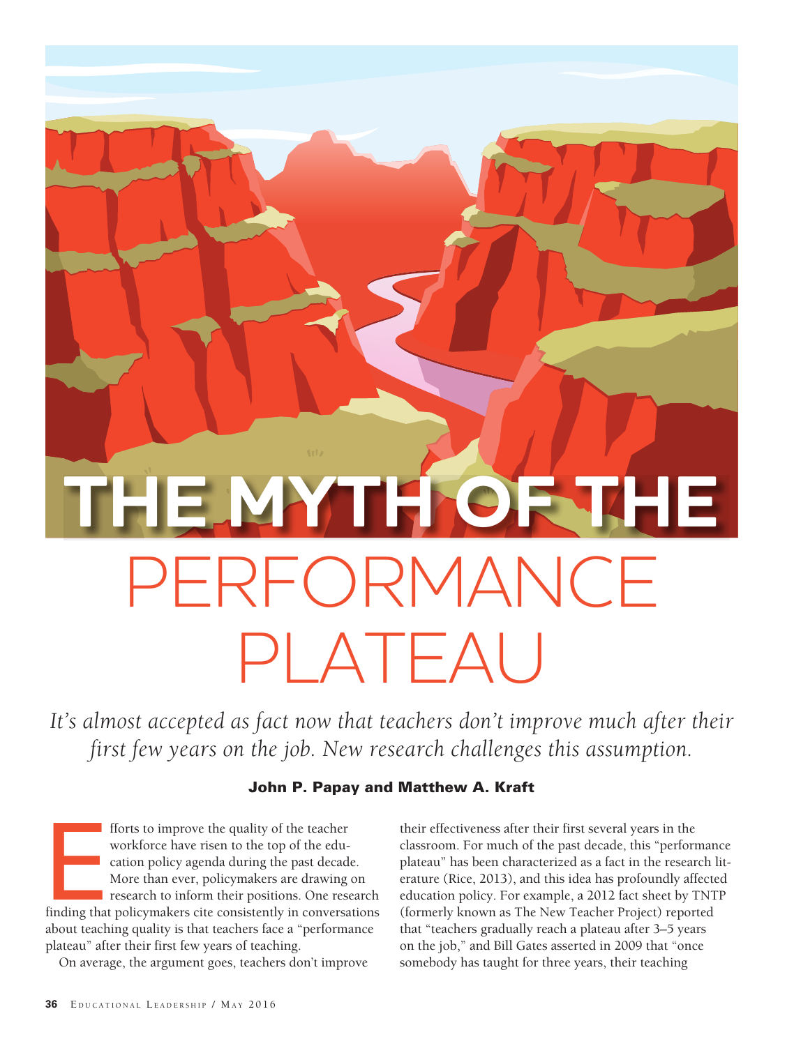# THE MYTH OF THE PERFORMANCE PLATEAU

*It's almost accepted as fact now that teachers don't improve much after their first few years on the job. New research challenges this assumption.*

**John P. Papay and Matthew A. Kraft**

Efforts to improve the quality of the teacher workforce have risen to the top of the education policy agenda during the past decade. More than ever, policymakers are drawing on research to inform their positions. One research finding that policymakers cite consistently in conversations about teaching quality is that teachers face a "performance plateau" after their first few years of teaching.

On average, the argument goes, teachers don't improve their effectiveness after their first several years in the classroom. For much of the past decade, this "performance plateau" has been characterized as a fact in the research literature (Rice, 2013), and this idea has profoundly affected education policy. For example, a 2012 fact sheet by TNTP (formerly known as The New Teacher Project) reported that "teachers gradually reach a plateau after 3–5 years on the job," and Bill Gates asserted in 2009 that "once somebody has taught for three years, their teaching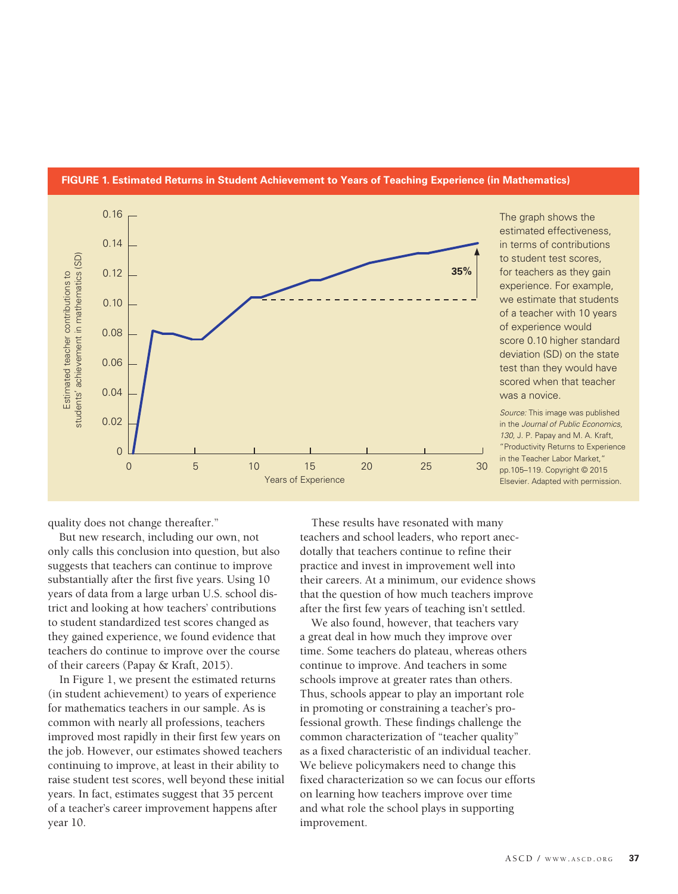**FIGURE 1. Estimated Returns in Student Achievement to Years of Teaching Experience (in Mathematics)**

The graph shows the estimated effectiveness, in terms of contributions to student test scores, for teachers as they gain experience. For example, we estimate that students of a teacher with 10 years of experience would score 0.10 higher standard deviation (SD) on the state test than they would have scored when that teacher was a novice.

*Source:* This image was published in the *Journal of Public Economics, 130,* J. P. Papay and M. A. Kraft, "Productivity Returns to Experience in the Teacher Labor Market," pp.105–119. Copyright © 2015 Elsevier. Adapted with permission.

quality does not change thereafter."

But new research, including our own, not only calls this conclusion into question, but also suggests that teachers can continue to improve substantially after the first five years. Using 10 years of data from a large urban U.S. school district and looking at how teachers' contributions to student standardized test scores changed as they gained experience, we found evidence that teachers do continue to improve over the course of their careers (Papay & Kraft, 2015).

In Figure 1, we present the estimated returns (in student achievement) to years of experience for mathematics teachers in our sample. As is common with nearly all professions, teachers improved most rapidly in their first few years on the job. However, our estimates showed teachers continuing to improve, at least in their ability to raise student test scores, well beyond these initial years. In fact, estimates suggest that 35 percent of a teacher's career improvement happens after year 10.

These results have resonated with many teachers and school leaders, who report anecdotally that teachers continue to refine their practice and invest in improvement well into their careers. At a minimum, our evidence shows that the question of how much teachers improve after the first few years of teaching isn't settled.

We also found, however, that teachers vary a great deal in how much they improve over time. Some teachers do plateau, whereas others continue to improve. And teachers in some schools improve at greater rates than others. Thus, schools appear to play an important role in promoting or constraining a teacher's professional growth. These findings challenge the common characterization of "teacher quality" as a fixed characteristic of an individual teacher. We believe policymakers need to change this fixed characterization so we can focus our efforts on learning how teachers improve over time and what role the school plays in supporting improvement.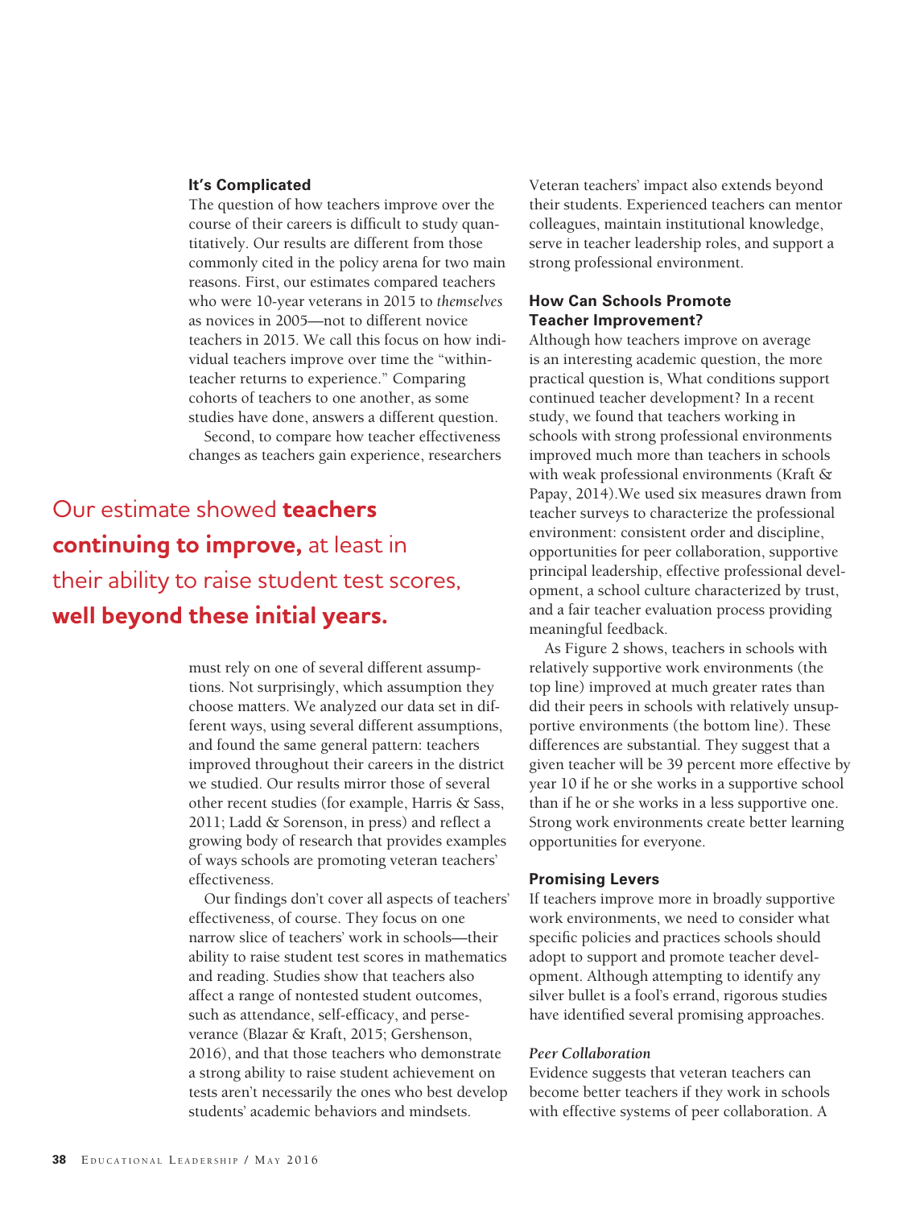### It's Complicated

The question of how teachers improve over the course of their careers is difficult to study quantitatively. Our results are different from those commonly cited in the policy arena for two main reasons. First, our estimates compared teachers who were 10-year veterans in 2015 to *themselves* as novices in 2005—not to different novice teachers in 2015. We call this focus on how individual teachers improve over time the "within-teacher returns to experience." Comparing cohorts of teachers to one another, as some studies have done, answers a different question.

Second, to compare how teacher effectiveness changes as teachers gain experience, researchers must rely on one of several different assumptions. Not surprisingly, which assumption they choose matters. We analyzed our data set in different ways, using several different assumptions, and found the same general pattern: teachers improved throughout their careers in the district we studied. Our results mirror those of several other recent studies (for example, Harris & Sass, 2011; Ladd & Sorenson, in press) and reflect a growing body of research that provides examples of ways schools are promoting veteran teachers' effectiveness.

> Our estimate showed **teachers continuing to improve,** at least in their ability to raise student test scores, **well beyond these initial years.**

Our findings don't cover all aspects of teachers' effectiveness, of course. They focus on one narrow slice of teachers' work in schools—their ability to raise student test scores in mathematics and reading. Studies show that teachers also affect a range of nontested student outcomes, such as attendance, self-efficacy, and perseverance (Blazar & Kraft, 2015; Gershenson, 2016), and that those teachers who demonstrate a strong ability to raise student achievement on tests aren't necessarily the ones who best develop students' academic behaviors and mindsets.

Veteran teachers' impact also extends beyond their students. Experienced teachers can mentor colleagues, maintain institutional knowledge, serve in teacher leadership roles, and support a strong professional environment.

### How Can Schools Promote Teacher Improvement?

Although how teachers improve on average is an interesting academic question, the more practical question is, What conditions support continued teacher development? In a recent study, we found that teachers working in schools with strong professional environments improved much more than teachers in schools with weak professional environments (Kraft & Papay, 2014).We used six measures drawn from teacher surveys to characterize the professional environment: consistent order and discipline, opportunities for peer collaboration, supportive principal leadership, effective professional development, a school culture characterized by trust, and a fair teacher evaluation process providing meaningful feedback.

As Figure 2 shows, teachers in schools with relatively supportive work environments (the top line) improved at much greater rates than did their peers in schools with relatively unsupportive environments (the bottom line). These differences are substantial. They suggest that a given teacher will be 39 percent more effective by year 10 if he or she works in a supportive school than if he or she works in a less supportive one. Strong work environments create better learning opportunities for everyone.

### Promising Levers

If teachers improve more in broadly supportive work environments, we need to consider what specific policies and practices schools should adopt to support and promote teacher development. Although attempting to identify any silver bullet is a fool's errand, rigorous studies have identified several promising approaches.

#### *Peer Collaboration*

Evidence suggests that veteran teachers can become better teachers if they work in schools with effective systems of peer collaboration. A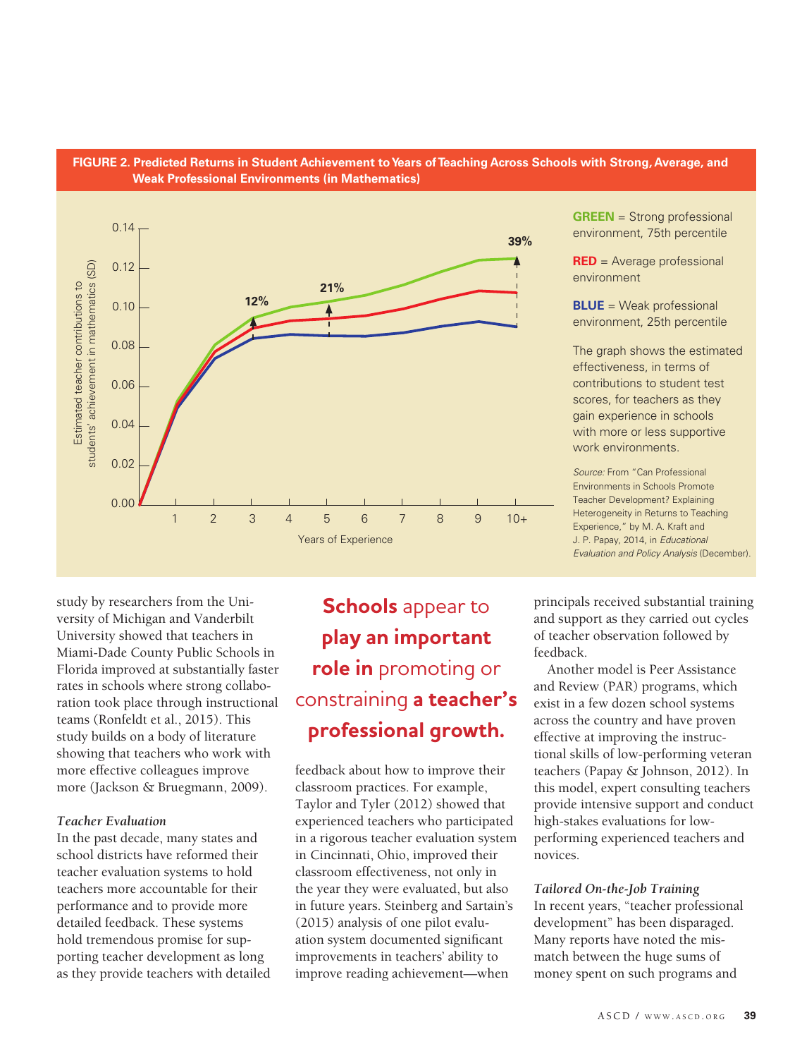**FIGURE 2. Predicted Returns in Student Achievement to Years of Teaching Across Schools with Strong, Average, and Weak Professional Environments (in Mathematics)**

**GREEN** = Strong professional environment, 75th percentile

**RED** = Average professional environment

**BLUE** = Weak professional environment, 25th percentile

The graph shows the estimated effectiveness, in terms of contributions to student test scores, for teachers as they gain experience in schools with more or less supportive work environments.

*Source:* From "Can Professional Environments in Schools Promote Teacher Development? Explaining Heterogeneity in Returns to Teaching Experience," by M. A. Kraft and J. P. Papay, 2014, in *Educational Evaluation and Policy Analysis* (December).

study by researchers from the University of Michigan and Vanderbilt University showed that teachers in Miami-Dade County Public Schools in Florida improved at substantially faster rates in schools where strong collaboration took place through instructional teams (Ronfeldt et al., 2015). This study builds on a body of literature showing that teachers who work with more effective colleagues improve more (Jackson & Bruegmann, 2009).

> **Schools** appear to **play an important role in** promoting or constraining **a teacher's professional growth.**

### *Teacher Evaluation*

In the past decade, many states and school districts have reformed their teacher evaluation systems to hold teachers more accountable for their performance and to provide more detailed feedback. These systems hold tremendous promise for supporting teacher development as long as they provide teachers with detailed feedback about how to improve their classroom practices. For example, Taylor and Tyler (2012) showed that experienced teachers who participated in a rigorous teacher evaluation system in Cincinnati, Ohio, improved their classroom effectiveness, not only in the year they were evaluated, but also in future years. Steinberg and Sartain's (2015) analysis of one pilot evaluation system documented significant improvements in teachers' ability to improve reading achievement—when principals received substantial training and support as they carried out cycles of teacher observation followed by feedback.

Another model is Peer Assistance and Review (PAR) programs, which exist in a few dozen school systems across the country and have proven effective at improving the instructional skills of low-performing veteran teachers (Papay & Johnson, 2012). In this model, expert consulting teachers provide intensive support and conduct high-stakes evaluations for low-performing experienced teachers and novices.

### *Tailored On-the-Job Training*

In recent years, "teacher professional development" has been disparaged. Many reports have noted the mismatch between the huge sums of money spent on such programs and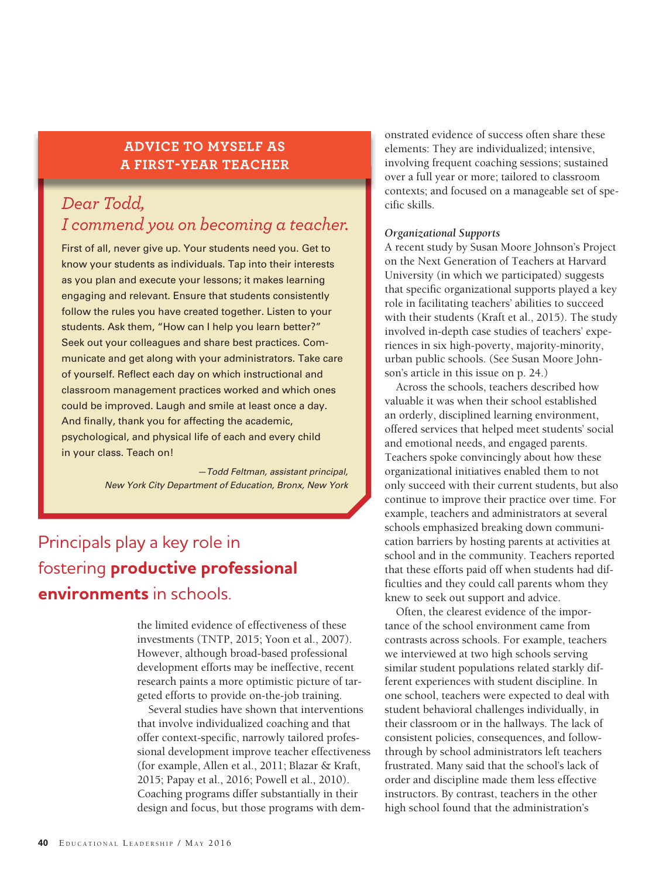## ADVICE TO MYSELF AS A FIRST-YEAR TEACHER

*Dear Todd,*
*I commend you on becoming a teacher.*

First of all, never give up. Your students need you. Get to know your students as individuals. Tap into their interests as you plan and execute your lessons; it makes learning engaging and relevant. Ensure that students consistently follow the rules you have created together. Listen to your students. Ask them, "How can I help you learn better?" Seek out your colleagues and share best practices. Communicate and get along with your administrators. Take care of yourself. Reflect each day on which instructional and classroom management practices worked and which ones could be improved. Laugh and smile at least once a day. And finally, thank you for affecting the academic, psychological, and physical life of each and every child in your class. Teach on!

*—Todd Feltman, assistant principal, New York City Department of Education, Bronx, New York*

Principals play a key role in fostering **productive professional environments** in schools.

the limited evidence of effectiveness of these investments (TNTP, 2015; Yoon et al., 2007). However, although broad-based professional development efforts may be ineffective, recent research paints a more optimistic picture of targeted efforts to provide on-the-job training.

Several studies have shown that interventions that involve individualized coaching and that offer context-specific, narrowly tailored professional development improve teacher effectiveness (for example, Allen et al., 2011; Blazar & Kraft, 2015; Papay et al., 2016; Powell et al., 2010). Coaching programs differ substantially in their design and focus, but those programs with demonstrated evidence of success often share these elements: They are individualized; intensive, involving frequent coaching sessions; sustained over a full year or more; tailored to classroom contexts; and focused on a manageable set of specific skills.

### *Organizational Supports*

A recent study by Susan Moore Johnson's Project on the Next Generation of Teachers at Harvard University (in which we participated) suggests that specific organizational supports played a key role in facilitating teachers' abilities to succeed with their students (Kraft et al., 2015). The study involved in-depth case studies of teachers' experiences in six high-poverty, majority-minority, urban public schools. (See Susan Moore Johnson's article in this issue on p. 24.)

Across the schools, teachers described how valuable it was when their school established an orderly, disciplined learning environment, offered services that helped meet students' social and emotional needs, and engaged parents. Teachers spoke convincingly about how these organizational initiatives enabled them to not only succeed with their current students, but also continue to improve their practice over time. For example, teachers and administrators at several schools emphasized breaking down communication barriers by hosting parents at activities at school and in the community. Teachers reported that these efforts paid off when students had difficulties and they could call parents whom they knew to seek out support and advice.

Often, the clearest evidence of the importance of the school environment came from contrasts across schools. For example, teachers we interviewed at two high schools serving similar student populations related starkly different experiences with student discipline. In one school, teachers were expected to deal with student behavioral challenges individually, in their classroom or in the hallways. The lack of consistent policies, consequences, and follow-through by school administrators left teachers frustrated. Many said that the school's lack of order and discipline made them less effective instructors. By contrast, teachers in the other high school found that the administration's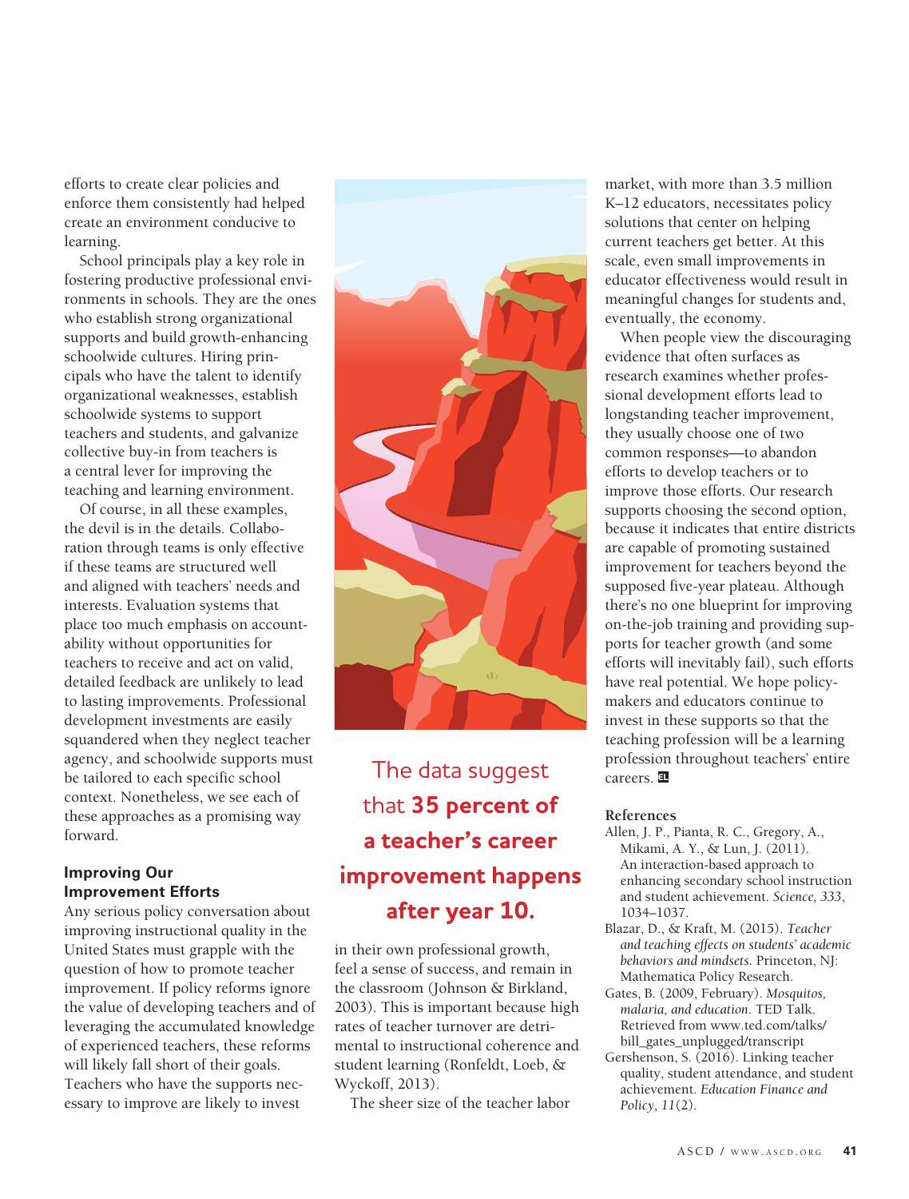efforts to create clear policies and enforce them consistently had helped create an environment conducive to learning.

School principals play a key role in fostering productive professional environments in schools. They are the ones who establish strong organizational supports and build growth-enhancing schoolwide cultures. Hiring principals who have the talent to identify organizational weaknesses, establish schoolwide systems to support teachers and students, and galvanize collective buy-in from teachers is a central lever for improving the teaching and learning environment.

Of course, in all these examples, the devil is in the details. Collaboration through teams is only effective if these teams are structured well and aligned with teachers' needs and interests. Evaluation systems that place too much emphasis on accountability without opportunities for teachers to receive and act on valid, detailed feedback are unlikely to lead to lasting improvements. Professional development investments are easily squandered when they neglect teacher agency, and schoolwide supports must be tailored to each specific school context. Nonetheless, we see each of these approaches as a promising way forward.

### Improving Our Improvement Efforts

Any serious policy conversation about improving instructional quality in the United States must grapple with the question of how to promote teacher improvement. If policy reforms ignore the value of developing teachers and of leveraging the accumulated knowledge of experienced teachers, these reforms will likely fall short of their goals. Teachers who have the supports necessary to improve are likely to invest in their own professional growth, feel a sense of success, and remain in the classroom (Johnson & Birkland, 2003). This is important because high rates of teacher turnover are detrimental to instructional coherence and student learning (Ronfeldt, Loeb, & Wyckoff, 2013).

The sheer size of the teacher labor market, with more than 3.5 million K–12 educators, necessitates policy solutions that center on helping current teachers get better. At this scale, even small improvements in educator effectiveness would result in meaningful changes for students and, eventually, the economy.

When people view the discouraging evidence that often surfaces as research examines whether professional development efforts lead to longstanding teacher improvement, they usually choose one of two common responses—to abandon efforts to develop teachers or to improve those efforts. Our research supports choosing the second option, because it indicates that entire districts are capable of promoting sustained improvement for teachers beyond the supposed five-year plateau. Although there's no one blueprint for improving on-the-job training and providing supports for teacher growth (and some efforts will inevitably fail), such efforts have real potential. We hope policymakers and educators continue to invest in these supports so that the teaching profession will be a learning profession throughout teachers' entire careers.

The data suggest that **35 percent of a teacher's career improvement happens after year 10.**

### References

Allen, J. P., Pianta, R. C., Gregory, A., Mikami, A. Y., & Lun, J. (2011). An interaction-based approach to enhancing secondary school instruction and student achievement. *Science, 333*, 1034–1037.

Blazar, D., & Kraft, M. (2015). *Teacher and teaching effects on students' academic behaviors and mindsets.* Princeton, NJ: Mathematica Policy Research.

Gates, B. (2009, February). *Mosquitos, malaria, and education.* TED Talk. Retrieved from www.ted.com/talks/bill_gates_unplugged/transcript

Gershenson, S. (2016). Linking teacher quality, student attendance, and student achievement. *Education Finance and Policy, 11*(2).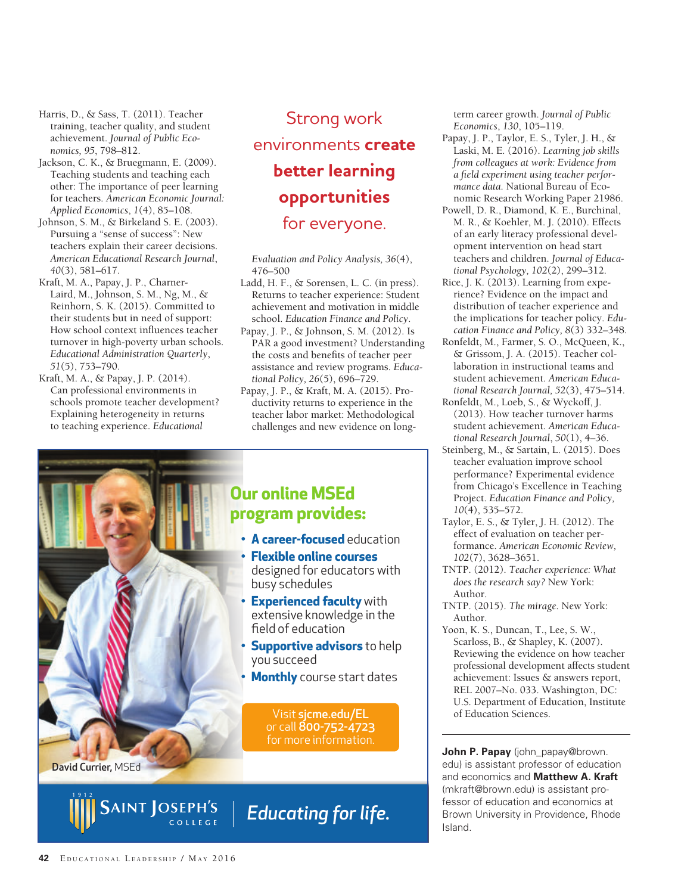Harris, D., & Sass, T. (2011). Teacher training, teacher quality, and student achievement. *Journal of Public Economics, 95*, 798–812.

Jackson, C. K., & Bruegmann, E. (2009). Teaching students and teaching each other: The importance of peer learning for teachers. *American Economic Journal: Applied Economics*, *1*(4), 85–108.

Johnson, S. M., & Birkeland S. E. (2003). Pursuing a "sense of success": New teachers explain their career decisions. *American Educational Research Journal*, *40*(3), 581–617.

Kraft, M. A., Papay, J. P., Charner-Laird, M., Johnson, S. M., Ng, M., & Reinhorn, S. K. (2015). Committed to their students but in need of support: How school context influences teacher turnover in high-poverty urban schools. *Educational Administration Quarterly*, *51*(5), 753–790.

Kraft, M. A., & Papay, J. P. (2014). Can professional environments in schools promote teacher development? Explaining heterogeneity in returns to teaching experience. *Educational Evaluation and Policy Analysis, 36*(4), 476–500

> Strong work environments **create better learning opportunities** for everyone.

Ladd, H. F., & Sorensen, L. C. (in press). Returns to teacher experience: Student achievement and motivation in middle school. *Education Finance and Policy*.

Papay, J. P., & Johnson, S. M. (2012). Is PAR a good investment? Understanding the costs and benefits of teacher peer assistance and review programs. *Educational Policy, 26*(5), 696–729.

Papay, J. P., & Kraft, M. A. (2015). Productivity returns to experience in the teacher labor market: Methodological challenges and new evidence on long-term career growth. *Journal of Public Economics*, *130*, 105–119.

Papay, J. P., Taylor, E. S., Tyler, J. H., & Laski, M. E. (2016). *Learning job skills from colleagues at work: Evidence from a field experiment using teacher performance data.* National Bureau of Economic Research Working Paper 21986.

Powell, D. R., Diamond, K. E., Burchinal, M. R., & Koehler, M. J. (2010). Effects of an early literacy professional development intervention on head start teachers and children. *Journal of Educational Psychology, 102*(2), 299–312.

Rice, J. K. (2013). Learning from experience? Evidence on the impact and distribution of teacher experience and the implications for teacher policy. *Education Finance and Policy, 8*(3) 332–348.

Ronfeldt, M., Farmer, S. O., McQueen, K., & Grissom, J. A. (2015). Teacher collaboration in instructional teams and student achievement. *American Educational Research Journal, 52*(3), 475–514.

Ronfeldt, M., Loeb, S., & Wyckoff, J. (2013). How teacher turnover harms student achievement. *American Educational Research Journal*, *50*(1), 4–36.

Steinberg, M., & Sartain, L. (2015). Does teacher evaluation improve school performance? Experimental evidence from Chicago's Excellence in Teaching Project. *Education Finance and Policy, 10*(4), 535–572.

Taylor, E. S., & Tyler, J. H. (2012). The effect of evaluation on teacher performance. *American Economic Review, 102*(7), 3628–3651.

TNTP. (2012). *Teacher experience: What does the research say?* New York: Author.

TNTP. (2015). *The mirage*. New York: Author.

Yoon, K. S., Duncan, T., Lee, S. W., Scarloss, B., & Shapley, K. (2007). Reviewing the evidence on how teacher professional development affects student achievement: Issues & answers report, REL 2007–No. 033. Washington, DC: U.S. Department of Education, Institute of Education Sciences.

---

**John P. Papay** (john_papay@brown.edu) is assistant professor of education and economics and **Matthew A. Kraft** (mkraft@brown.edu) is assistant professor of education and economics at Brown University in Providence, Rhode Island.

---

**Our online MSEd program provides:**

- **A career-focused** education
- **Flexible online courses** designed for educators with busy schedules
- **Experienced faculty** with extensive knowledge in the field of education
- **Supportive advisors** to help you succeed
- **Monthly** course start dates

Visit **sjcme.edu/EL** or call **800-752-4723** for more information.

David Currier, MSEd

1912 SAINT JOSEPH'S COLLEGE | *Educating for life.*